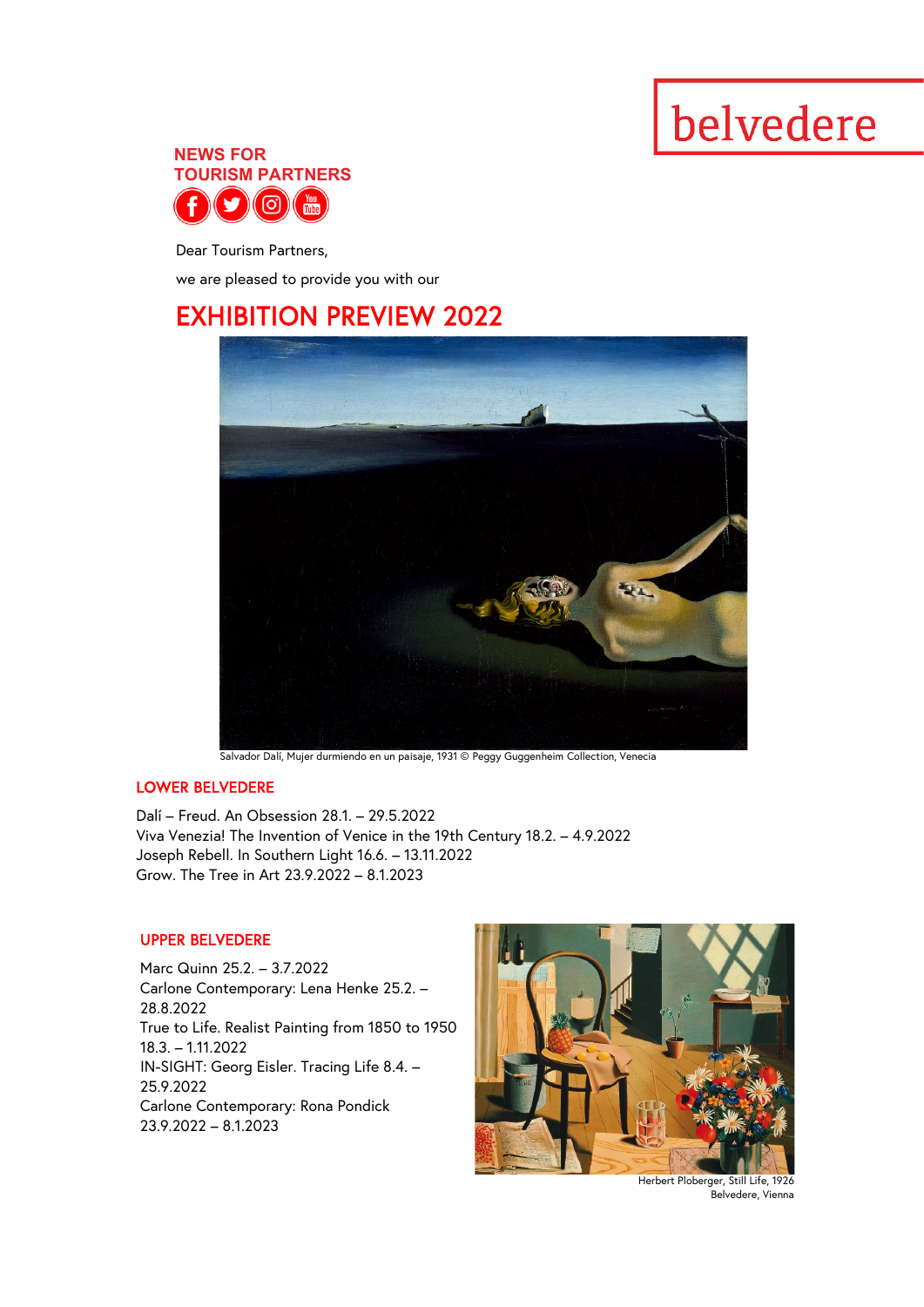belvedere

**NEWS FOR TOURISM PARTNERS**

Dear Tourism Partners,

we are pleased to provide you with our

# EXHIBITION PREVIEW 2022

Salvador Dalí, Mujer durmiendo en un paisaje, 1931 © Peggy Guggenheim Collection, Venecia

## LOWER BELVEDERE

Dalí – Freud. An Obsession 28.1. – 29.5.2022
Viva Venezia! The Invention of Venice in the 19th Century 18.2. – 4.9.2022
Joseph Rebell. In Southern Light 16.6. – 13.11.2022
Grow. The Tree in Art 23.9.2022 – 8.1.2023

## UPPER BELVEDERE

Marc Quinn 25.2. – 3.7.2022
Carlone Contemporary: Lena Henke 25.2. – 28.8.2022
True to Life. Realist Painting from 1850 to 1950 18.3. – 1.11.2022
IN-SIGHT: Georg Eisler. Tracing Life 8.4. – 25.9.2022
Carlone Contemporary: Rona Pondick 23.9.2022 – 8.1.2023

Herbert Ploberger, Still Life, 1926
Belvedere, Vienna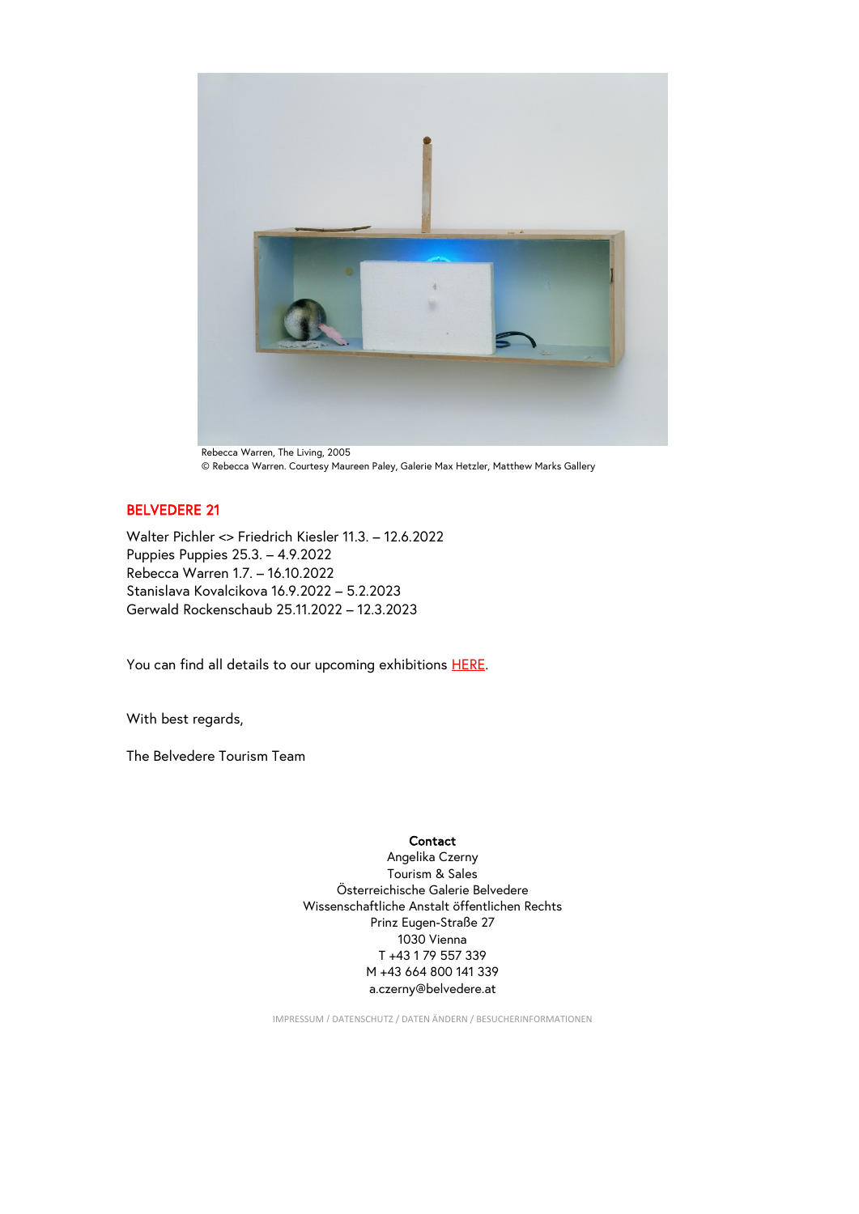Rebecca Warren, The Living, 2005
© Rebecca Warren. Courtesy Maureen Paley, Galerie Max Hetzler, Matthew Marks Gallery

## BELVEDERE 21

Walter Pichler <> Friedrich Kiesler 11.3. – 12.6.2022
Puppies Puppies 25.3. – 4.9.2022
Rebecca Warren 1.7. – 16.10.2022
Stanislava Kovalcikova 16.9.2022 – 5.2.2023
Gerwald Rockenschaub 25.11.2022 – 12.3.2023

You can find all details to our upcoming exhibitions HERE.

With best regards,

The Belvedere Tourism Team

**Contact**
Angelika Czerny
Tourism & Sales
Österreichische Galerie Belvedere
Wissenschaftliche Anstalt öffentlichen Rechts
Prinz Eugen-Straße 27
1030 Vienna
T +43 1 79 557 339
M +43 664 800 141 339
a.czerny@belvedere.at

IMPRESSUM / DATENSCHUTZ / DATEN ÄNDERN / BESUCHERINFORMATIONEN